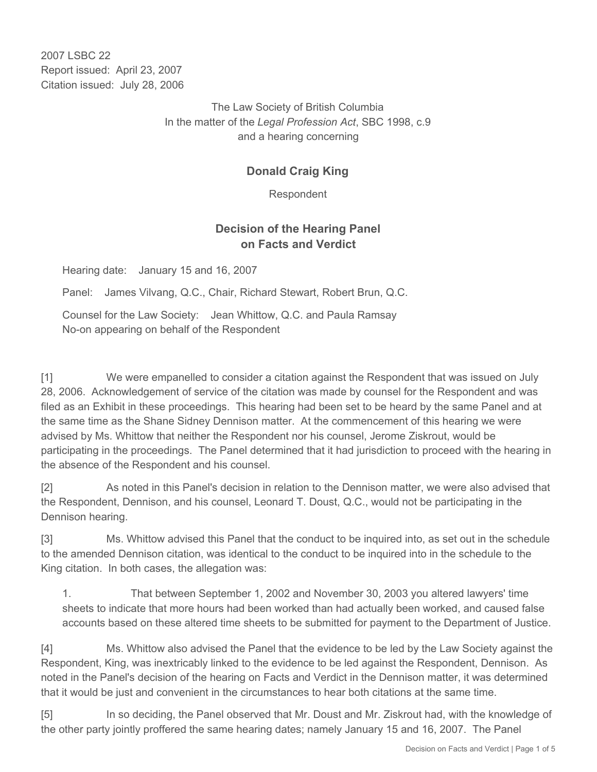2007 LSBC 22
Report issued: April 23, 2007
Citation issued: July 28, 2006

The Law Society of British Columbia
In the matter of the *Legal Profession Act*, SBC 1998, c.9
and a hearing concerning

**Donald Craig King**

Respondent

## Decision of the Hearing Panel on Facts and Verdict

Hearing date: January 15 and 16, 2007

Panel: James Vilvang, Q.C., Chair, Richard Stewart, Robert Brun, Q.C.

Counsel for the Law Society: Jean Whittow, Q.C. and Paula Ramsay
No-on appearing on behalf of the Respondent

[1] We were empanelled to consider a citation against the Respondent that was issued on July 28, 2006. Acknowledgement of service of the citation was made by counsel for the Respondent and was filed as an Exhibit in these proceedings. This hearing had been set to be heard by the same Panel and at the same time as the Shane Sidney Dennison matter. At the commencement of this hearing we were advised by Ms. Whittow that neither the Respondent nor his counsel, Jerome Ziskrout, would be participating in the proceedings. The Panel determined that it had jurisdiction to proceed with the hearing in the absence of the Respondent and his counsel.

[2] As noted in this Panel's decision in relation to the Dennison matter, we were also advised that the Respondent, Dennison, and his counsel, Leonard T. Doust, Q.C., would not be participating in the Dennison hearing.

[3] Ms. Whittow advised this Panel that the conduct to be inquired into, as set out in the schedule to the amended Dennison citation, was identical to the conduct to be inquired into in the schedule to the King citation. In both cases, the allegation was:

> 1. That between September 1, 2002 and November 30, 2003 you altered lawyers' time sheets to indicate that more hours had been worked than had actually been worked, and caused false accounts based on these altered time sheets to be submitted for payment to the Department of Justice.

[4] Ms. Whittow also advised the Panel that the evidence to be led by the Law Society against the Respondent, King, was inextricably linked to the evidence to be led against the Respondent, Dennison. As noted in the Panel's decision of the hearing on Facts and Verdict in the Dennison matter, it was determined that it would be just and convenient in the circumstances to hear both citations at the same time.

[5] In so deciding, the Panel observed that Mr. Doust and Mr. Ziskrout had, with the knowledge of the other party jointly proffered the same hearing dates; namely January 15 and 16, 2007. The Panel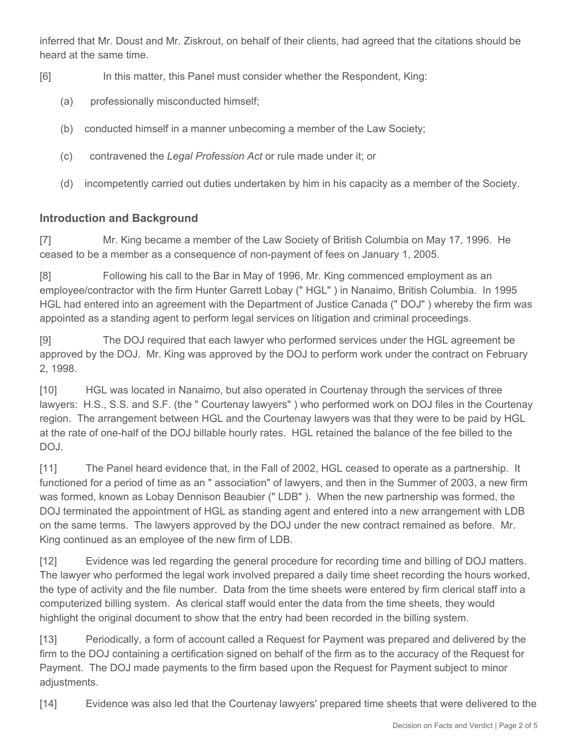inferred that Mr. Doust and Mr. Ziskrout, on behalf of their clients, had agreed that the citations should be heard at the same time.

[6] In this matter, this Panel must consider whether the Respondent, King:

(a) professionally misconducted himself;

(b) conducted himself in a manner unbecoming a member of the Law Society;

(c) contravened the *Legal Profession Act* or rule made under it; or

(d) incompetently carried out duties undertaken by him in his capacity as a member of the Society.

## Introduction and Background

[7] Mr. King became a member of the Law Society of British Columbia on May 17, 1996. He ceased to be a member as a consequence of non-payment of fees on January 1, 2005.

[8] Following his call to the Bar in May of 1996, Mr. King commenced employment as an employee/contractor with the firm Hunter Garrett Lobay (" HGL" ) in Nanaimo, British Columbia. In 1995 HGL had entered into an agreement with the Department of Justice Canada (" DOJ" ) whereby the firm was appointed as a standing agent to perform legal services on litigation and criminal proceedings.

[9] The DOJ required that each lawyer who performed services under the HGL agreement be approved by the DOJ. Mr. King was approved by the DOJ to perform work under the contract on February 2, 1998.

[10] HGL was located in Nanaimo, but also operated in Courtenay through the services of three lawyers: H.S., S.S. and S.F. (the " Courtenay lawyers" ) who performed work on DOJ files in the Courtenay region. The arrangement between HGL and the Courtenay lawyers was that they were to be paid by HGL at the rate of one-half of the DOJ billable hourly rates. HGL retained the balance of the fee billed to the DOJ.

[11] The Panel heard evidence that, in the Fall of 2002, HGL ceased to operate as a partnership. It functioned for a period of time as an " association" of lawyers, and then in the Summer of 2003, a new firm was formed, known as Lobay Dennison Beaubier (" LDB" ). When the new partnership was formed, the DOJ terminated the appointment of HGL as standing agent and entered into a new arrangement with LDB on the same terms. The lawyers approved by the DOJ under the new contract remained as before. Mr. King continued as an employee of the new firm of LDB.

[12] Evidence was led regarding the general procedure for recording time and billing of DOJ matters. The lawyer who performed the legal work involved prepared a daily time sheet recording the hours worked, the type of activity and the file number. Data from the time sheets were entered by firm clerical staff into a computerized billing system. As clerical staff would enter the data from the time sheets, they would highlight the original document to show that the entry had been recorded in the billing system.

[13] Periodically, a form of account called a Request for Payment was prepared and delivered by the firm to the DOJ containing a certification signed on behalf of the firm as to the accuracy of the Request for Payment. The DOJ made payments to the firm based upon the Request for Payment subject to minor adjustments.

[14] Evidence was also led that the Courtenay lawyers' prepared time sheets that were delivered to the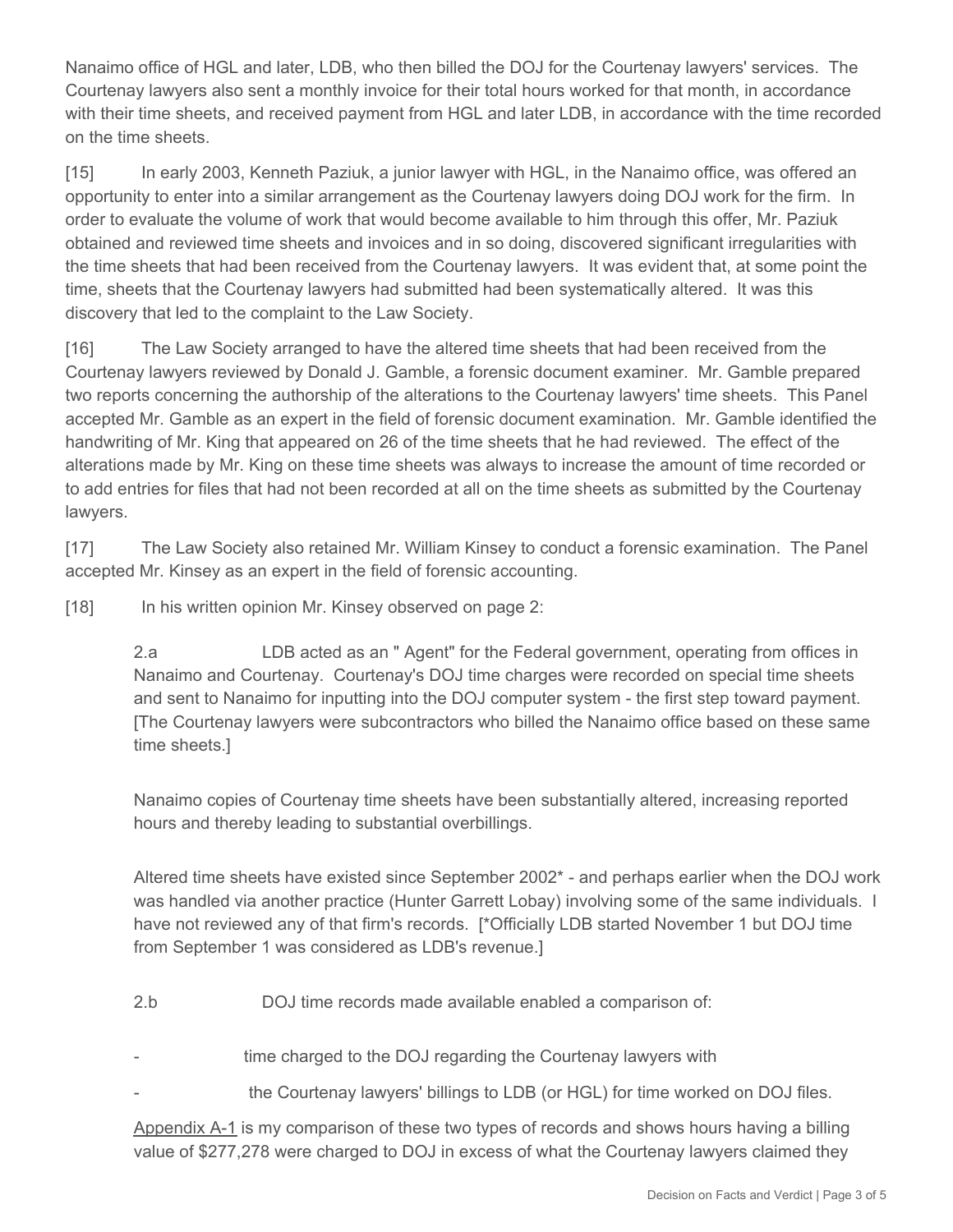Nanaimo office of HGL and later, LDB, who then billed the DOJ for the Courtenay lawyers' services. The Courtenay lawyers also sent a monthly invoice for their total hours worked for that month, in accordance with their time sheets, and received payment from HGL and later LDB, in accordance with the time recorded on the time sheets.

[15] In early 2003, Kenneth Paziuk, a junior lawyer with HGL, in the Nanaimo office, was offered an opportunity to enter into a similar arrangement as the Courtenay lawyers doing DOJ work for the firm. In order to evaluate the volume of work that would become available to him through this offer, Mr. Paziuk obtained and reviewed time sheets and invoices and in so doing, discovered significant irregularities with the time sheets that had been received from the Courtenay lawyers. It was evident that, at some point the time, sheets that the Courtenay lawyers had submitted had been systematically altered. It was this discovery that led to the complaint to the Law Society.

[16] The Law Society arranged to have the altered time sheets that had been received from the Courtenay lawyers reviewed by Donald J. Gamble, a forensic document examiner. Mr. Gamble prepared two reports concerning the authorship of the alterations to the Courtenay lawyers' time sheets. This Panel accepted Mr. Gamble as an expert in the field of forensic document examination. Mr. Gamble identified the handwriting of Mr. King that appeared on 26 of the time sheets that he had reviewed. The effect of the alterations made by Mr. King on these time sheets was always to increase the amount of time recorded or to add entries for files that had not been recorded at all on the time sheets as submitted by the Courtenay lawyers.

[17] The Law Society also retained Mr. William Kinsey to conduct a forensic examination. The Panel accepted Mr. Kinsey as an expert in the field of forensic accounting.

[18] In his written opinion Mr. Kinsey observed on page 2:

> 2.a LDB acted as an " Agent" for the Federal government, operating from offices in Nanaimo and Courtenay. Courtenay's DOJ time charges were recorded on special time sheets and sent to Nanaimo for inputting into the DOJ computer system - the first step toward payment. [The Courtenay lawyers were subcontractors who billed the Nanaimo office based on these same time sheets.]
>
> Nanaimo copies of Courtenay time sheets have been substantially altered, increasing reported hours and thereby leading to substantial overbillings.
>
> Altered time sheets have existed since September 2002* - and perhaps earlier when the DOJ work was handled via another practice (Hunter Garrett Lobay) involving some of the same individuals. I have not reviewed any of that firm's records. [*Officially LDB started November 1 but DOJ time from September 1 was considered as LDB's revenue.]
>
> 2.b DOJ time records made available enabled a comparison of:
>
> - time charged to the DOJ regarding the Courtenay lawyers with
> - the Courtenay lawyers' billings to LDB (or HGL) for time worked on DOJ files.
>
> Appendix A-1 is my comparison of these two types of records and shows hours having a billing value of $277,278 were charged to DOJ in excess of what the Courtenay lawyers claimed they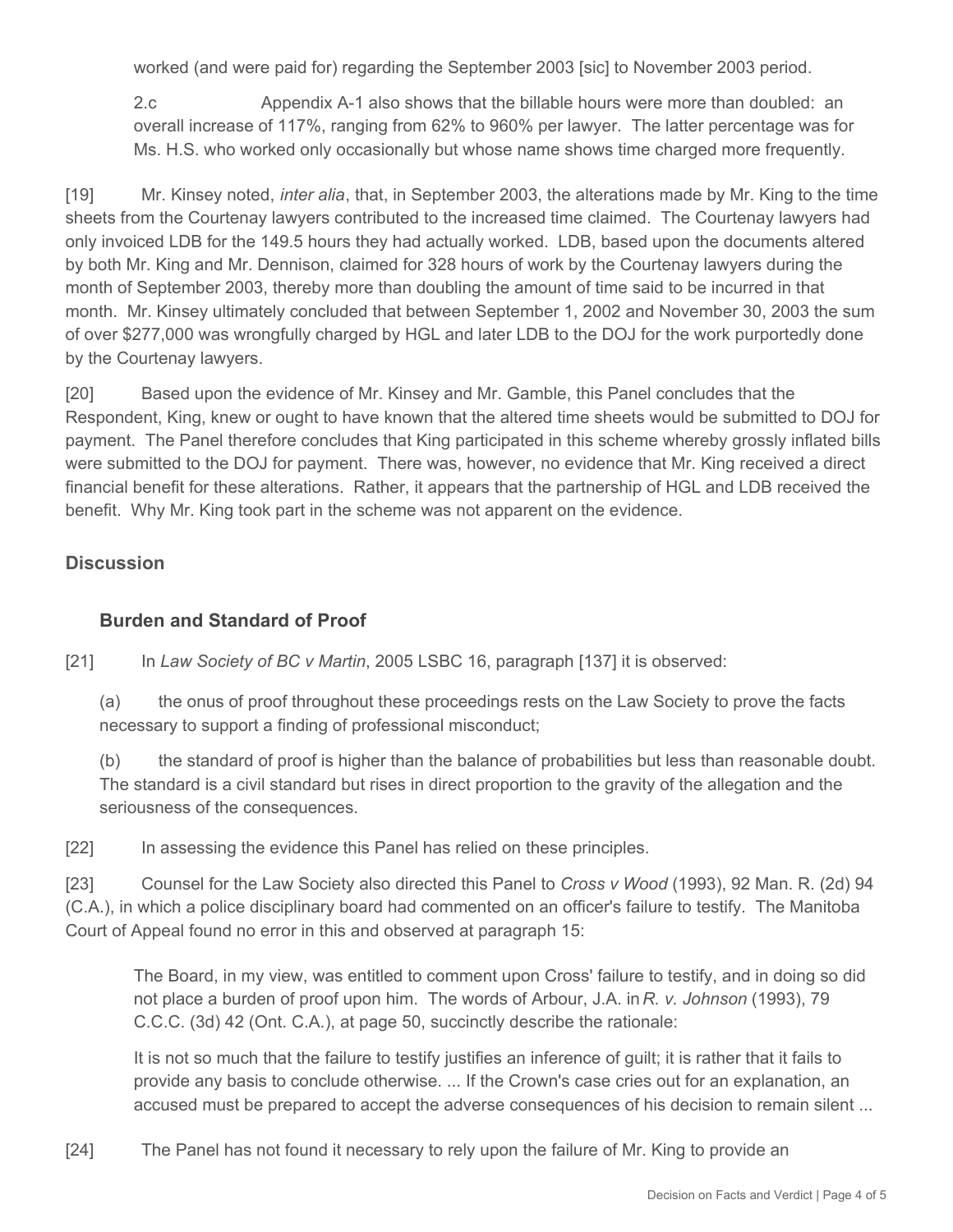worked (and were paid for) regarding the September 2003 [sic] to November 2003 period.

> 2.c Appendix A-1 also shows that the billable hours were more than doubled: an overall increase of 117%, ranging from 62% to 960% per lawyer. The latter percentage was for Ms. H.S. who worked only occasionally but whose name shows time charged more frequently.

[19] Mr. Kinsey noted, *inter alia*, that, in September 2003, the alterations made by Mr. King to the time sheets from the Courtenay lawyers contributed to the increased time claimed. The Courtenay lawyers had only invoiced LDB for the 149.5 hours they had actually worked. LDB, based upon the documents altered by both Mr. King and Mr. Dennison, claimed for 328 hours of work by the Courtenay lawyers during the month of September 2003, thereby more than doubling the amount of time said to be incurred in that month. Mr. Kinsey ultimately concluded that between September 1, 2002 and November 30, 2003 the sum of over $277,000 was wrongfully charged by HGL and later LDB to the DOJ for the work purportedly done by the Courtenay lawyers.

[20] Based upon the evidence of Mr. Kinsey and Mr. Gamble, this Panel concludes that the Respondent, King, knew or ought to have known that the altered time sheets would be submitted to DOJ for payment. The Panel therefore concludes that King participated in this scheme whereby grossly inflated bills were submitted to the DOJ for payment. There was, however, no evidence that Mr. King received a direct financial benefit for these alterations. Rather, it appears that the partnership of HGL and LDB received the benefit. Why Mr. King took part in the scheme was not apparent on the evidence.

## Discussion

### Burden and Standard of Proof

[21] In *Law Society of BC v Martin*, 2005 LSBC 16, paragraph [137] it is observed:

> (a) the onus of proof throughout these proceedings rests on the Law Society to prove the facts necessary to support a finding of professional misconduct;
>
> (b) the standard of proof is higher than the balance of probabilities but less than reasonable doubt. The standard is a civil standard but rises in direct proportion to the gravity of the allegation and the seriousness of the consequences.

[22] In assessing the evidence this Panel has relied on these principles.

[23] Counsel for the Law Society also directed this Panel to *Cross v Wood* (1993), 92 Man. R. (2d) 94 (C.A.), in which a police disciplinary board had commented on an officer's failure to testify. The Manitoba Court of Appeal found no error in this and observed at paragraph 15:

> The Board, in my view, was entitled to comment upon Cross' failure to testify, and in doing so did not place a burden of proof upon him. The words of Arbour, J.A. in *R. v. Johnson* (1993), 79 C.C.C. (3d) 42 (Ont. C.A.), at page 50, succinctly describe the rationale:
>
> It is not so much that the failure to testify justifies an inference of guilt; it is rather that it fails to provide any basis to conclude otherwise. ... If the Crown's case cries out for an explanation, an accused must be prepared to accept the adverse consequences of his decision to remain silent ...

[24] The Panel has not found it necessary to rely upon the failure of Mr. King to provide an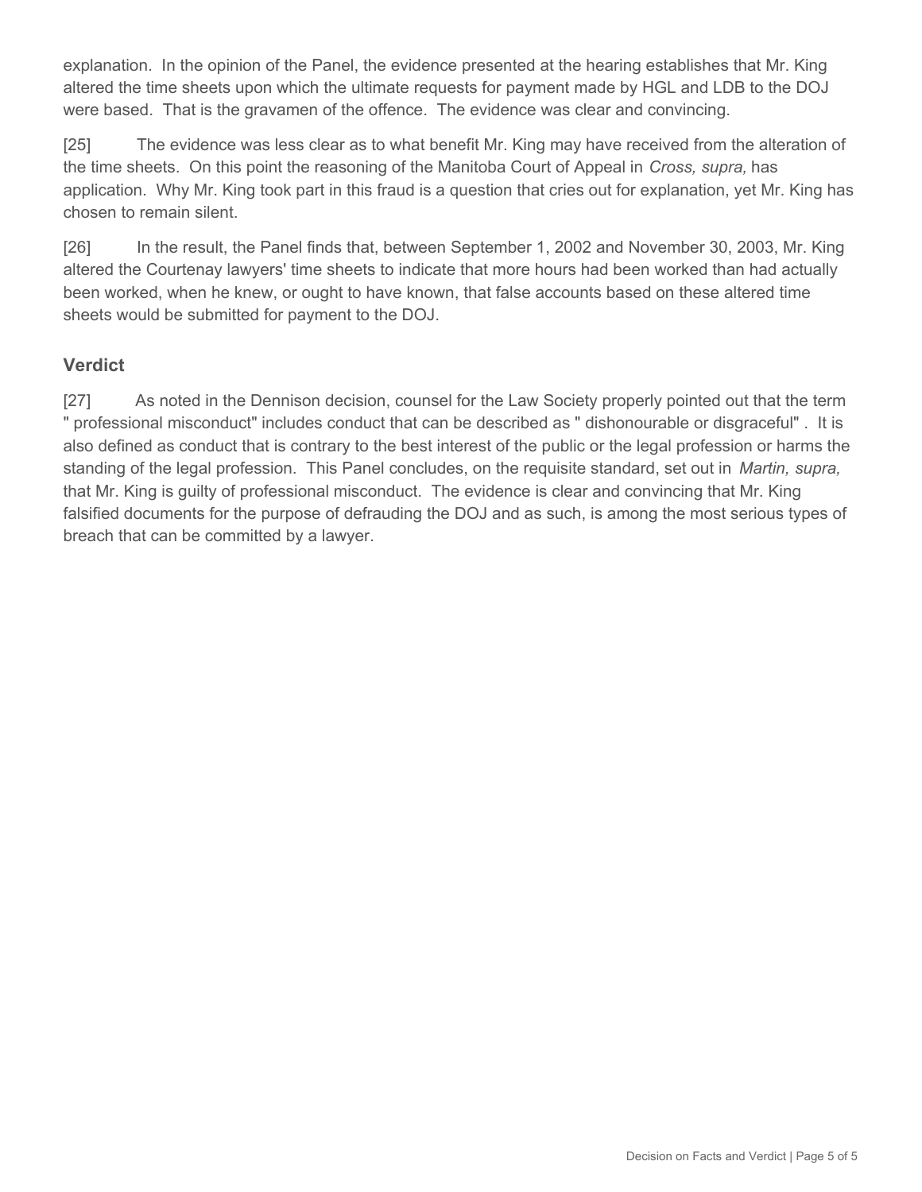explanation. In the opinion of the Panel, the evidence presented at the hearing establishes that Mr. King altered the time sheets upon which the ultimate requests for payment made by HGL and LDB to the DOJ were based. That is the gravamen of the offence. The evidence was clear and convincing.

[25] The evidence was less clear as to what benefit Mr. King may have received from the alteration of the time sheets. On this point the reasoning of the Manitoba Court of Appeal in *Cross, supra,* has application. Why Mr. King took part in this fraud is a question that cries out for explanation, yet Mr. King has chosen to remain silent.

[26] In the result, the Panel finds that, between September 1, 2002 and November 30, 2003, Mr. King altered the Courtenay lawyers' time sheets to indicate that more hours had been worked than had actually been worked, when he knew, or ought to have known, that false accounts based on these altered time sheets would be submitted for payment to the DOJ.

## Verdict

[27] As noted in the Dennison decision, counsel for the Law Society properly pointed out that the term " professional misconduct" includes conduct that can be described as " dishonourable or disgraceful" . It is also defined as conduct that is contrary to the best interest of the public or the legal profession or harms the standing of the legal profession. This Panel concludes, on the requisite standard, set out in *Martin, supra,* that Mr. King is guilty of professional misconduct. The evidence is clear and convincing that Mr. King falsified documents for the purpose of defrauding the DOJ and as such, is among the most serious types of breach that can be committed by a lawyer.